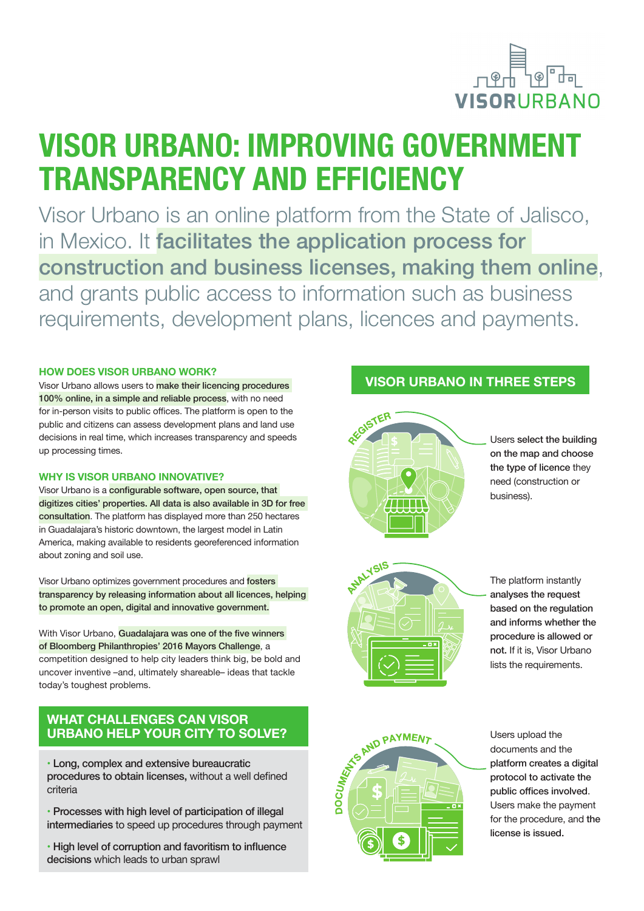# VISOR URBANO: IMPROVING GOVERNMENT TRANSPARENCY AND EFFICIENCY

Visor Urbano is an online platform from the State of Jalisco, in Mexico. It **facilitates the application process for construction and business licenses, making them online**, and grants public access to information such as business requirements, development plans, licences and payments.

### HOW DOES VISOR URBANO WORK?

Visor Urbano allows users to **make their licencing procedures 100% online, in a simple and reliable process**, with no need for in-person visits to public offices. The platform is open to the public and citizens can assess development plans and land use decisions in real time, which increases transparency and speeds up processing times.

### WHY IS VISOR URBANO INNOVATIVE?

Visor Urbano is a **configurable software, open source, that digitizes cities' properties. All data is also available in 3D for free consultation**. The platform has displayed more than 250 hectares in Guadalajara's historic downtown, the largest model in Latin America, making available to residents georeferenced information about zoning and soil use.

Visor Urbano optimizes government procedures and **fosters transparency by releasing information about all licences, helping to promote an open, digital and innovative government.**

With Visor Urbano, **Guadalajara was one of the five winners of Bloomberg Philanthropies' 2016 Mayors Challenge**, a competition designed to help city leaders think big, be bold and uncover inventive –and, ultimately shareable– ideas that tackle today's toughest problems.

## WHAT CHALLENGES CAN VISOR URBANO HELP YOUR CITY TO SOLVE?

- **Long, complex and extensive bureaucratic procedures to obtain licenses,** without a well defined criteria
- **Processes with high level of participation of illegal intermediaries** to speed up procedures through payment
- **High level of corruption and favoritism to influence decisions** which leads to urban sprawl

## VISOR URBANO IN THREE STEPS

**REGISTER**

Users **select the building on the map and choose the type of licence** they need (construction or business).

**ANALYSIS**

**The platform instantly analyses the request based on the regulation and informs whether the procedure is allowed or not.** If it is, Visor Urbano lists the requirements.

**DOCUMENTS AND PAYMENT**

Users upload the documents and the **platform creates a digital protocol to activate the public offices involved.** Users make the payment for the procedure, and **the license is issued.**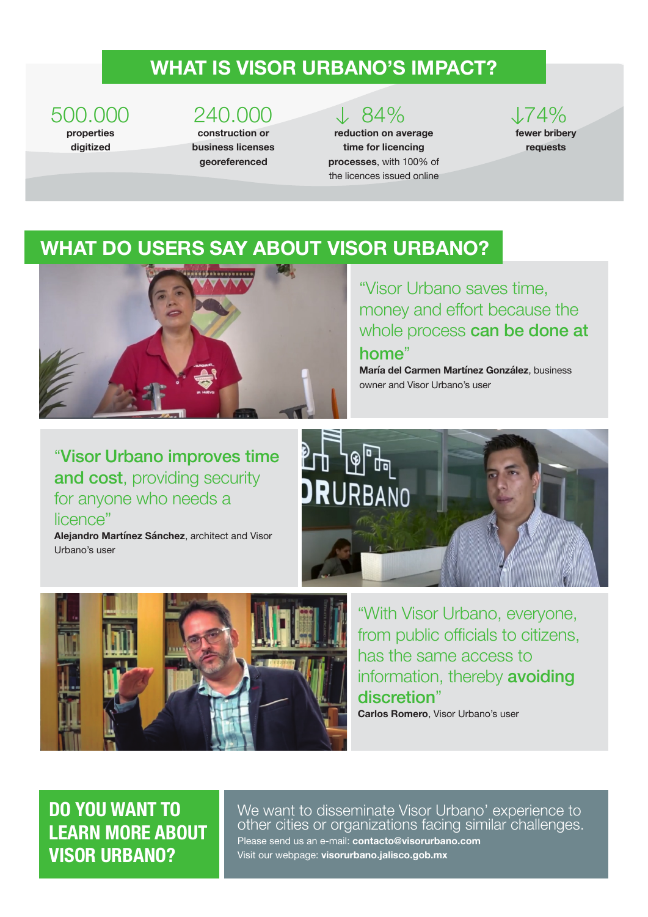## WHAT IS VISOR URBANO'S IMPACT?

**500.000**
**properties digitized**

**240.000**
**construction or business licenses georeferenced**

**↓ 84%**
**reduction on average time for licencing processes**, with 100% of the licences issued online

**↓74%**
**fewer bribery requests**

## WHAT DO USERS SAY ABOUT VISOR URBANO?

"Visor Urbano saves time, money and effort because the whole process **can be done at home**"
**María del Carmen Martínez González**, business owner and Visor Urbano's user

"**Visor Urbano improves time and cost**, providing security for anyone who needs a licence"
**Alejandro Martínez Sánchez**, architect and Visor Urbano's user

"With Visor Urbano, everyone, from public officials to citizens, has the same access to information, thereby **avoiding discretion**"
**Carlos Romero**, Visor Urbano's user

## DO YOU WANT TO LEARN MORE ABOUT VISOR URBANO?

We want to disseminate Visor Urbano' experience to other cities or organizations facing similar challenges.
Please send us an e-mail: **contacto@visorurbano.com**
Visit our webpage: **visorurbano.jalisco.gob.mx**